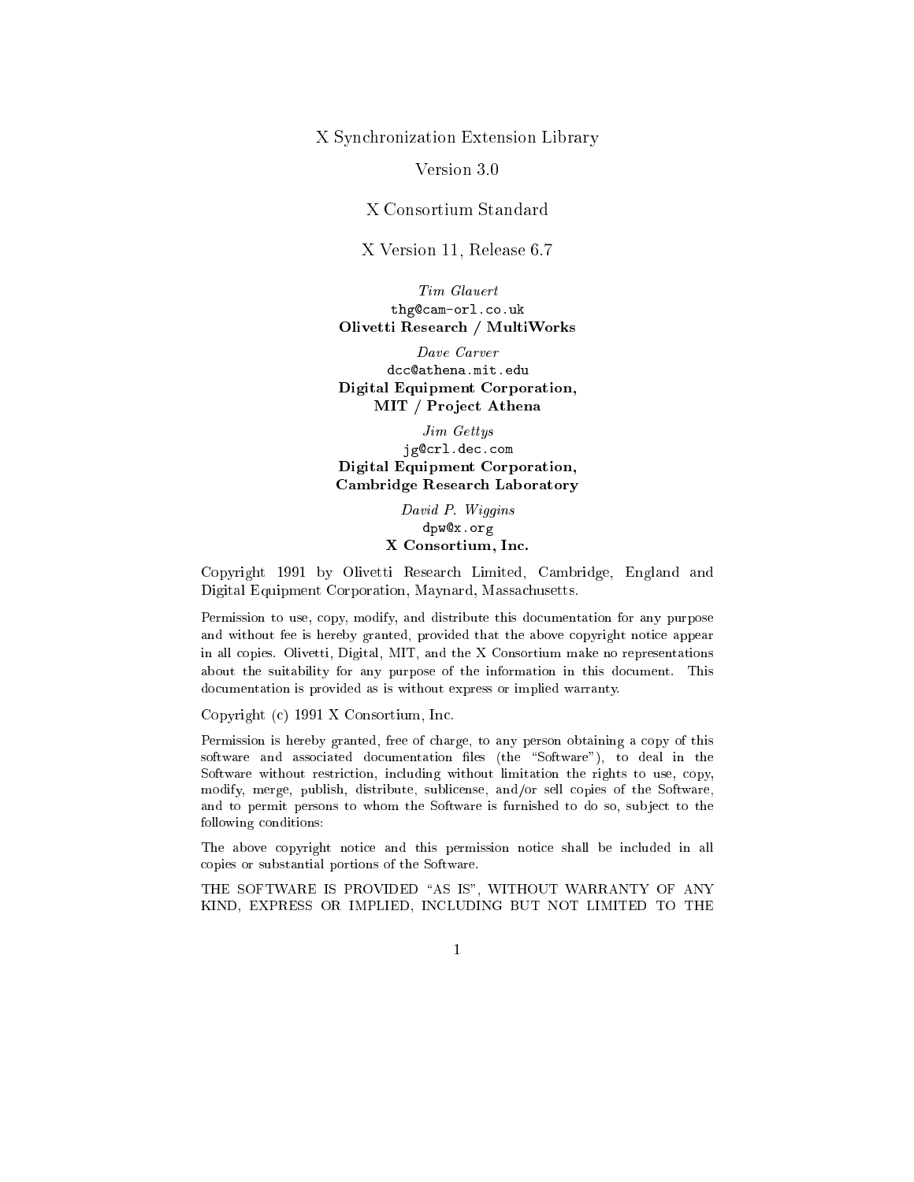# X Synchronization Extension Library

Version 3.0

X Consortium Standard

X Version 11, Release 6.7

*Tim Glauert*
`thg@cam-orl.co.uk`
**Olivetti Research / MultiWorks**

*Dave Carver*
`dcc@athena.mit.edu`
**Digital Equipment Corporation, MIT / Project Athena**

*Jim Gettys*
`jg@crl.dec.com`
**Digital Equipment Corporation, Cambridge Research Laboratory**

*David P. Wiggins*
`dpw@x.org`
**X Consortium, Inc.**

Copyright 1991 by Olivetti Research Limited, Cambridge, England and Digital Equipment Corporation, Maynard, Massachusetts.

Permission to use, copy, modify, and distribute this documentation for any purpose and without fee is hereby granted, provided that the above copyright notice appear in all copies. Olivetti, Digital, MIT, and the X Consortium make no representations about the suitability for any purpose of the information in this document. This documentation is provided as is without express or implied warranty.

Copyright (c) 1991 X Consortium, Inc.

Permission is hereby granted, free of charge, to any person obtaining a copy of this software and associated documentation files (the "Software"), to deal in the Software without restriction, including without limitation the rights to use, copy, modify, merge, publish, distribute, sublicense, and/or sell copies of the Software, and to permit persons to whom the Software is furnished to do so, subject to the following conditions:

The above copyright notice and this permission notice shall be included in all copies or substantial portions of the Software.

THE SOFTWARE IS PROVIDED "AS IS", WITHOUT WARRANTY OF ANY KIND, EXPRESS OR IMPLIED, INCLUDING BUT NOT LIMITED TO THE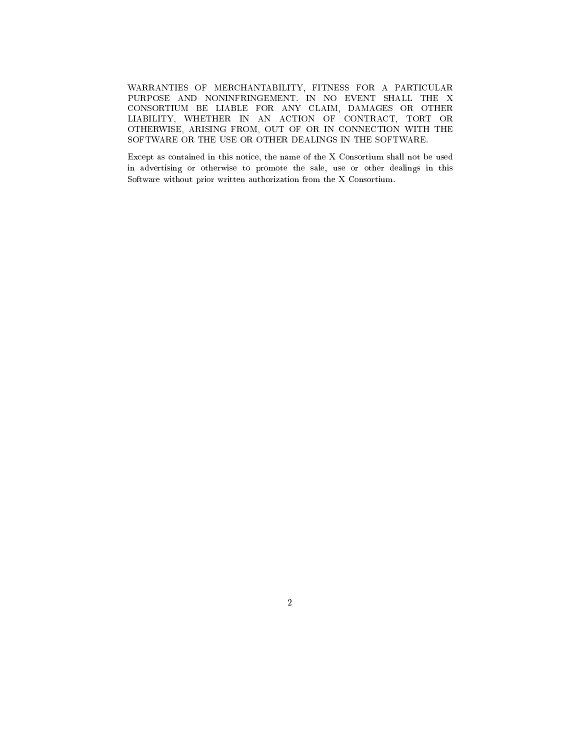WARRANTIES OF MERCHANTABILITY, FITNESS FOR A PARTICULAR PURPOSE AND NONINFRINGEMENT. IN NO EVENT SHALL THE X CONSORTIUM BE LIABLE FOR ANY CLAIM, DAMAGES OR OTHER LIABILITY, WHETHER IN AN ACTION OF CONTRACT, TORT OR OTHERWISE, ARISING FROM, OUT OF OR IN CONNECTION WITH THE SOFTWARE OR THE USE OR OTHER DEALINGS IN THE SOFTWARE.

Except as contained in this notice, the name of the X Consortium shall not be used in advertising or otherwise to promote the sale, use or other dealings in this Software without prior written authorization from the X Consortium.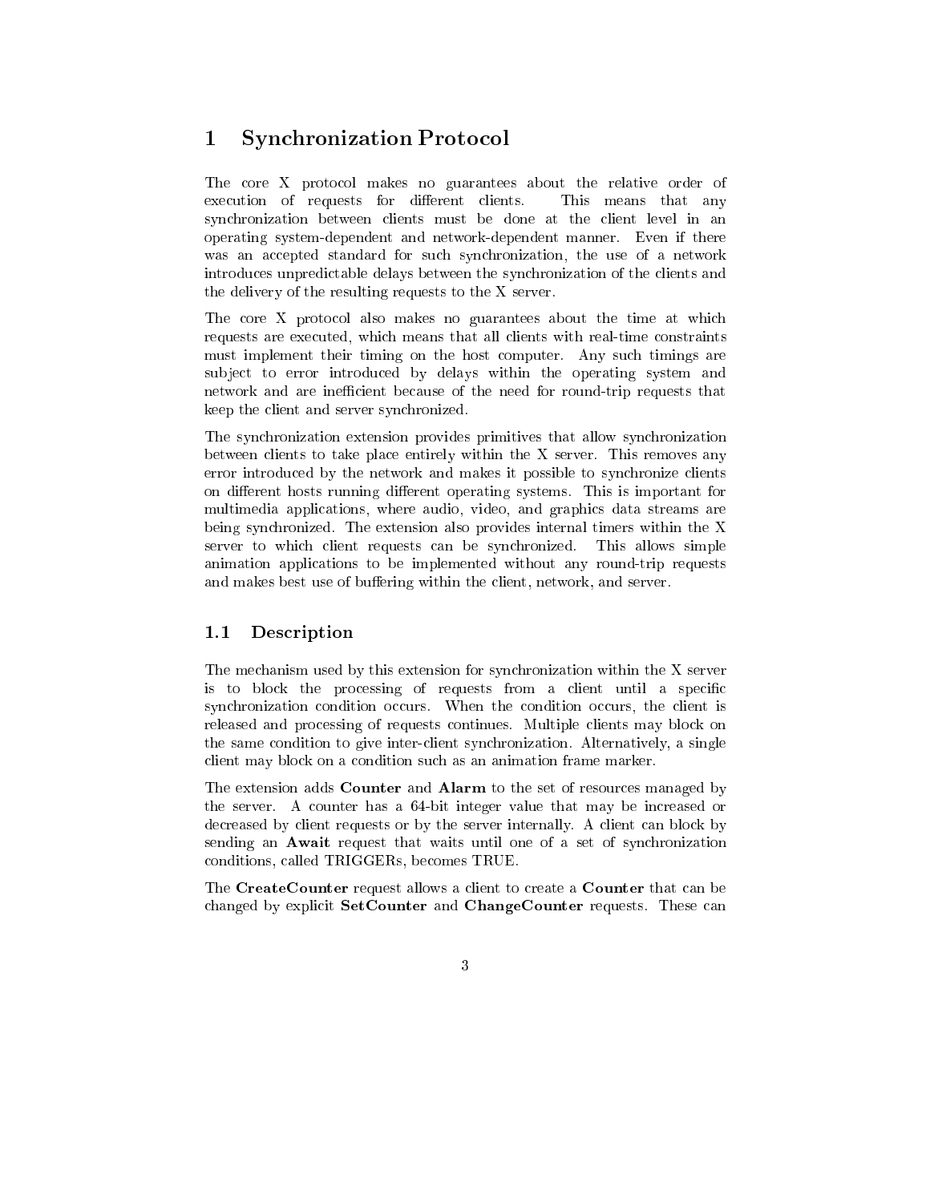# 1 Synchronization Protocol

The core X protocol makes no guarantees about the relative order of execution of requests for different clients. This means that any synchronization between clients must be done at the client level in an operating system-dependent and network-dependent manner. Even if there was an accepted standard for such synchronization, the use of a network introduces unpredictable delays between the synchronization of the clients and the delivery of the resulting requests to the X server.

The core X protocol also makes no guarantees about the time at which requests are executed, which means that all clients with real-time constraints must implement their timing on the host computer. Any such timings are subject to error introduced by delays within the operating system and network and are inefficient because of the need for round-trip requests that keep the client and server synchronized.

The synchronization extension provides primitives that allow synchronization between clients to take place entirely within the X server. This removes any error introduced by the network and makes it possible to synchronize clients on different hosts running different operating systems. This is important for multimedia applications, where audio, video, and graphics data streams are being synchronized. The extension also provides internal timers within the X server to which client requests can be synchronized. This allows simple animation applications to be implemented without any round-trip requests and makes best use of buffering within the client, network, and server.

## 1.1 Description

The mechanism used by this extension for synchronization within the X server is to block the processing of requests from a client until a specific synchronization condition occurs. When the condition occurs, the client is released and processing of requests continues. Multiple clients may block on the same condition to give inter-client synchronization. Alternatively, a single client may block on a condition such as an animation frame marker.

The extension adds **Counter** and **Alarm** to the set of resources managed by the server. A counter has a 64-bit integer value that may be increased or decreased by client requests or by the server internally. A client can block by sending an **Await** request that waits until one of a set of synchronization conditions, called TRIGGERs, becomes TRUE.

The **CreateCounter** request allows a client to create a **Counter** that can be changed by explicit **SetCounter** and **ChangeCounter** requests. These can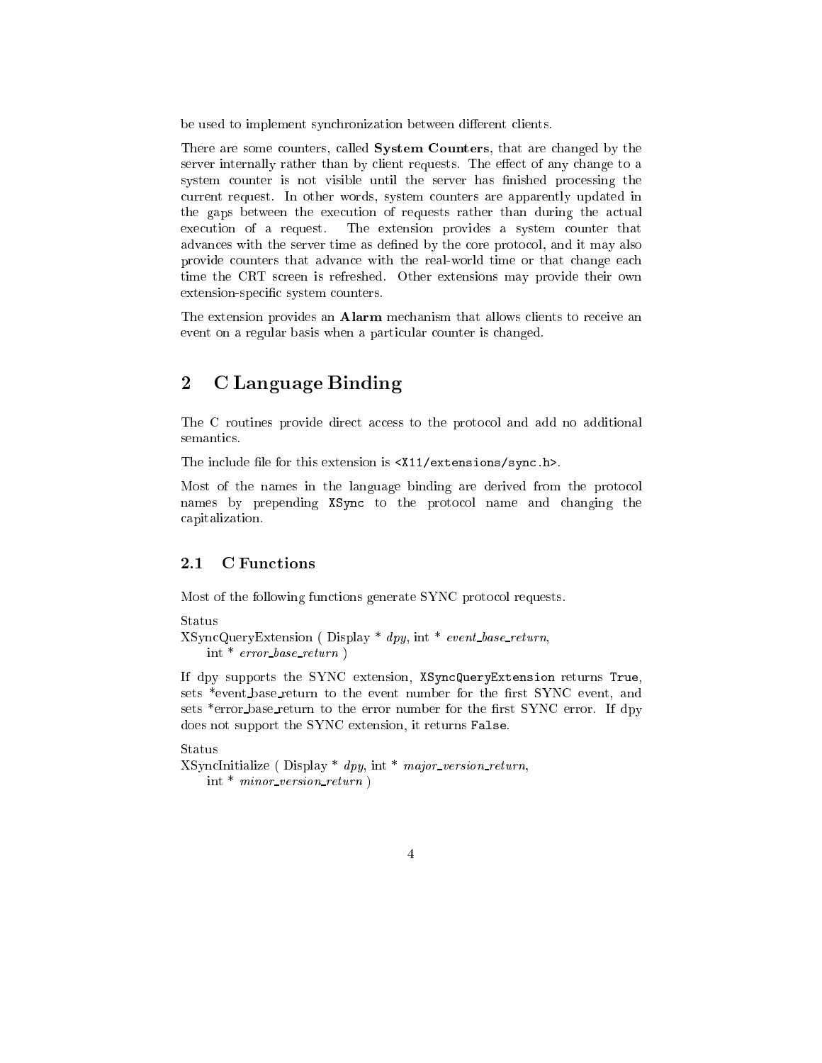be used to implement synchronization between different clients.

There are some counters, called **System Counters**, that are changed by the server internally rather than by client requests. The effect of any change to a system counter is not visible until the server has finished processing the current request. In other words, system counters are apparently updated in the gaps between the execution of requests rather than during the actual execution of a request. The extension provides a system counter that advances with the server time as defined by the core protocol, and it may also provide counters that advance with the real-world time or that change each time the CRT screen is refreshed. Other extensions may provide their own extension-specific system counters.

The extension provides an **Alarm** mechanism that allows clients to receive an event on a regular basis when a particular counter is changed.

## 2 C Language Binding

The C routines provide direct access to the protocol and add no additional semantics.

The include file for this extension is `<X11/extensions/sync.h>`.

Most of the names in the language binding are derived from the protocol names by prepending `XSync` to the protocol name and changing the capitalization.

### 2.1 C Functions

Most of the following functions generate SYNC protocol requests.

Status
XSyncQueryExtension ( Display * *dpy*, int * *event_base_return*,
int * *error_base_return* )

If dpy supports the SYNC extension, `XSyncQueryExtension` returns `True`, sets *event_base_return to the event number for the first SYNC event, and sets *error_base_return to the error number for the first SYNC error. If dpy does not support the SYNC extension, it returns `False`.

Status
XSyncInitialize ( Display * *dpy*, int * *major_version_return*,
int * *minor_version_return* )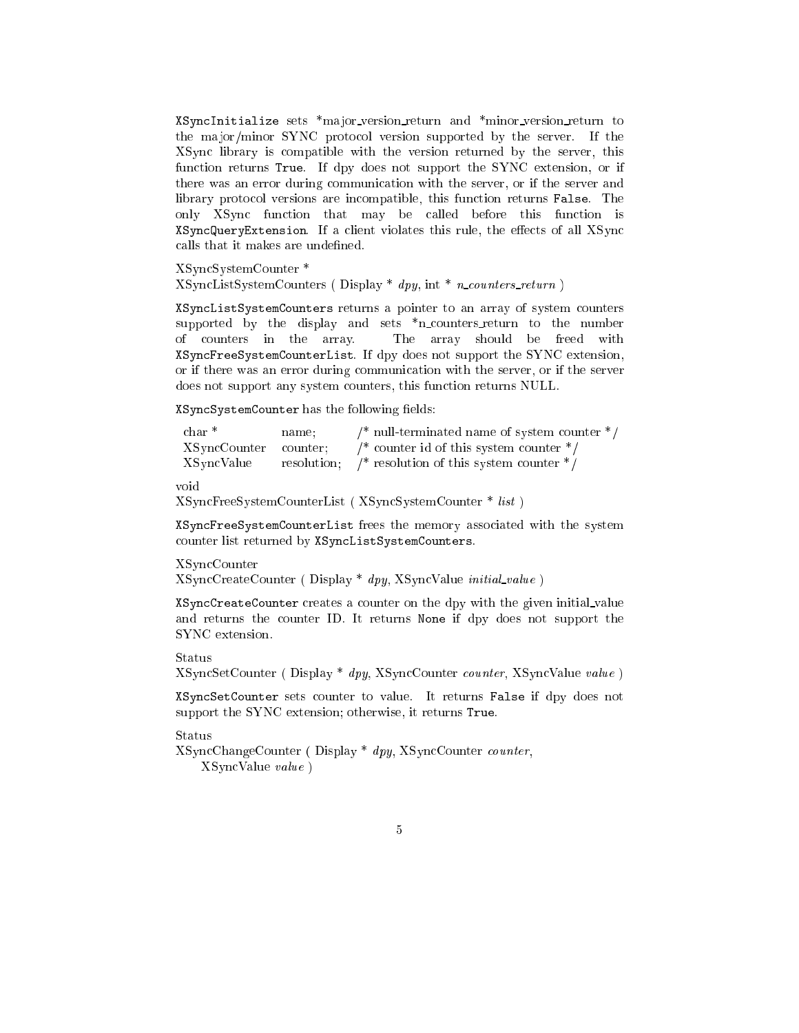`XSyncInitialize` sets *major_version_return and *minor_version_return to the major/minor SYNC protocol version supported by the server. If the XSync library is compatible with the version returned by the server, this function returns `True`. If dpy does not support the SYNC extension, or if there was an error during communication with the server, or if the server and library protocol versions are incompatible, this function returns `False`. The only XSync function that may be called before this function is `XSyncQueryExtension`. If a client violates this rule, the effects of all XSync calls that it makes are undefined.

XSyncSystemCounter *
XSyncListSystemCounters ( Display * *dpy*, int * *n_counters_return* )

`XSyncListSystemCounters` returns a pointer to an array of system counters supported by the display and sets *n_counters_return to the number of counters in the array. The array should be freed with `XSyncFreeSystemCounterList`. If dpy does not support the SYNC extension, or if there was an error during communication with the server, or if the server does not support any system counters, this function returns NULL.

`XSyncSystemCounter` has the following fields:

```
char *          name;        /* null-terminated name of system counter */
XSyncCounter    counter;     /* counter id of this system counter */
XSyncValue      resolution;  /* resolution of this system counter */
```

void
XSyncFreeSystemCounterList ( XSyncSystemCounter * *list* )

`XSyncFreeSystemCounterList` frees the memory associated with the system counter list returned by `XSyncListSystemCounters`.

XSyncCounter
XSyncCreateCounter ( Display * *dpy*, XSyncValue *initial_value* )

`XSyncCreateCounter` creates a counter on the dpy with the given initial_value and returns the counter ID. It returns `None` if dpy does not support the SYNC extension.

Status
XSyncSetCounter ( Display * *dpy*, XSyncCounter *counter*, XSyncValue *value* )

`XSyncSetCounter` sets counter to value. It returns `False` if dpy does not support the SYNC extension; otherwise, it returns `True`.

Status
XSyncChangeCounter ( Display * *dpy*, XSyncCounter *counter*,
    XSyncValue *value* )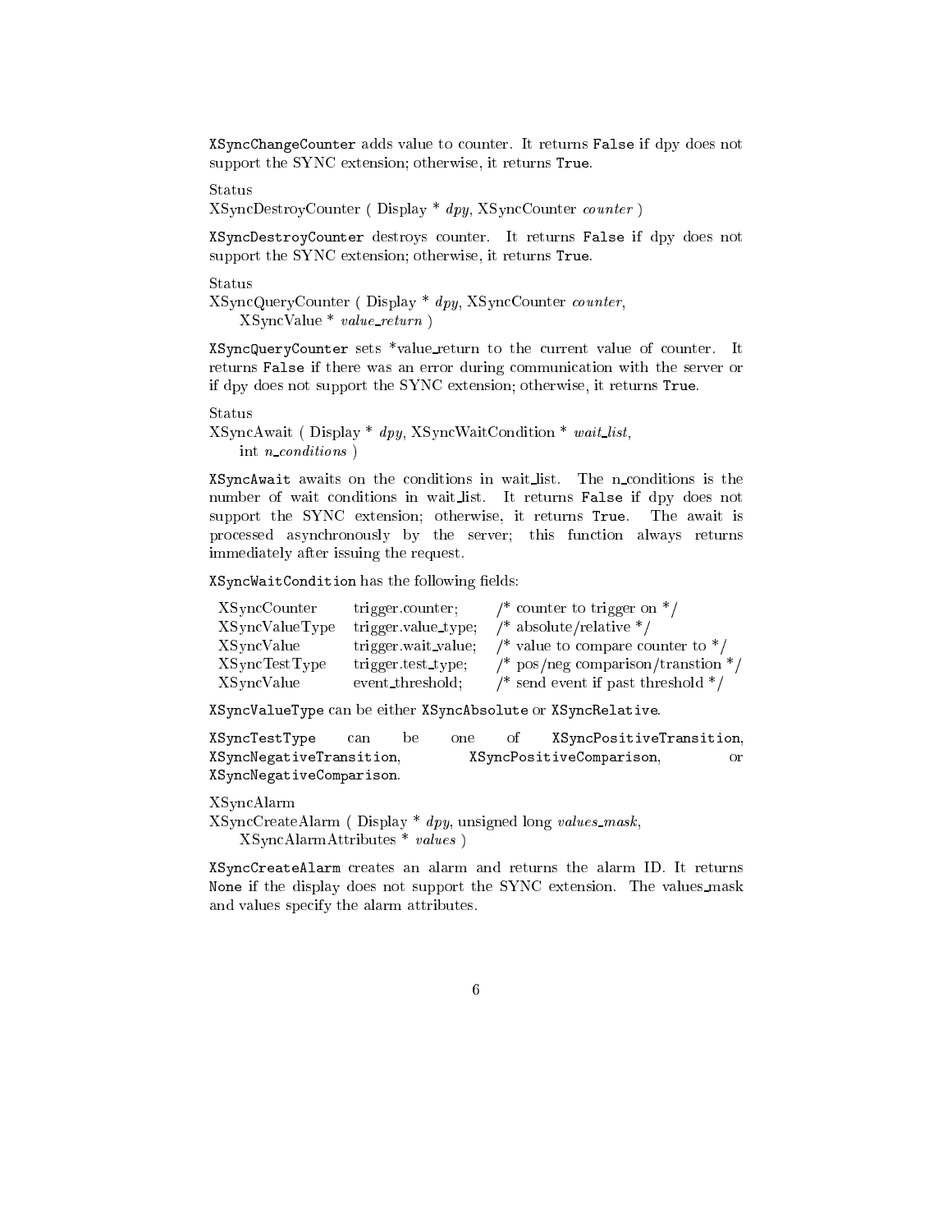`XSyncChangeCounter` adds value to counter. It returns `False` if dpy does not support the SYNC extension; otherwise, it returns `True`.

Status
XSyncDestroyCounter ( Display * *dpy*, XSyncCounter *counter* )

`XSyncDestroyCounter` destroys counter. It returns `False` if dpy does not support the SYNC extension; otherwise, it returns `True`.

Status
XSyncQueryCounter ( Display * *dpy*, XSyncCounter *counter*,
    XSyncValue * *value_return* )

`XSyncQueryCounter` sets *value_return to the current value of counter. It returns `False` if there was an error during communication with the server or if dpy does not support the SYNC extension; otherwise, it returns `True`.

Status
XSyncAwait ( Display * *dpy*, XSyncWaitCondition * *wait_list*,
    int *n_conditions* )

`XSyncAwait` awaits on the conditions in wait_list. The n_conditions is the number of wait conditions in wait_list. It returns `False` if dpy does not support the SYNC extension; otherwise, it returns `True`. The await is processed asynchronously by the server; this function always returns immediately after issuing the request.

`XSyncWaitCondition` has the following fields:

```
XSyncCounter    trigger.counter;     /* counter to trigger on */
XSyncValueType  trigger.value_type;  /* absolute/relative */
XSyncValue      trigger.wait_value;  /* value to compare counter to */
XSyncTestType   trigger.test_type;   /* pos/neg comparison/transtion */
XSyncValue      event_threshold;     /* send event if past threshold */
```

`XSyncValueType` can be either `XSyncAbsolute` or `XSyncRelative`.

`XSyncTestType` can be one of `XSyncPositiveTransition`, `XSyncNegativeTransition`, `XSyncPositiveComparison`, or `XSyncNegativeComparison`.

XSyncAlarm
XSyncCreateAlarm ( Display * *dpy*, unsigned long *values_mask*,
    XSyncAlarmAttributes * *values* )

`XSyncCreateAlarm` creates an alarm and returns the alarm ID. It returns `None` if the display does not support the SYNC extension. The values_mask and values specify the alarm attributes.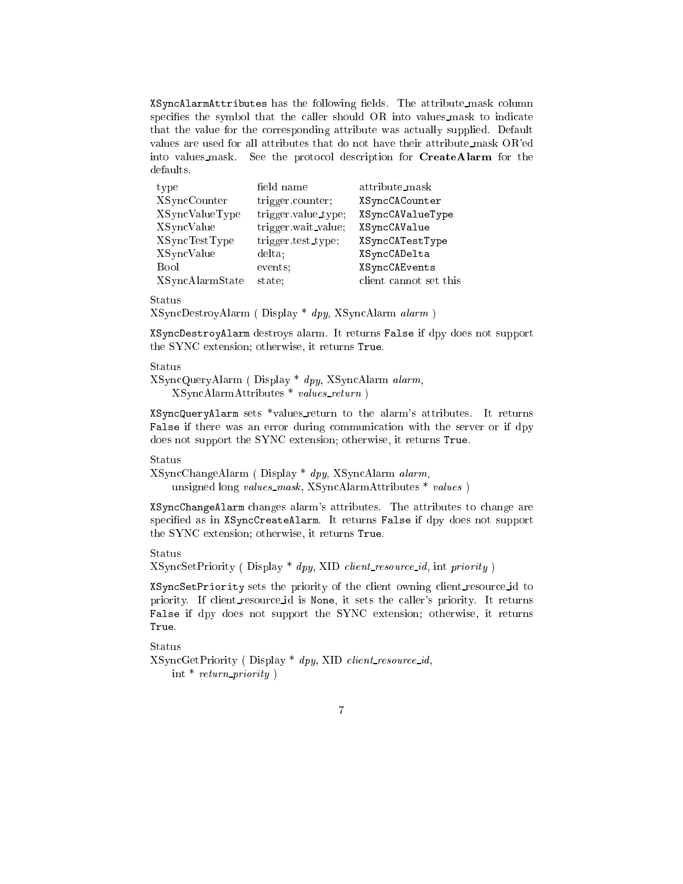`XSyncAlarmAttributes` has the following fields. The attribute_mask column specifies the symbol that the caller should OR into values_mask to indicate that the value for the corresponding attribute was actually supplied. Default values are used for all attributes that do not have their attribute_mask OR'ed into values_mask. See the protocol description for **CreateAlarm** for the defaults.

| type | field name | attribute_mask |
|---|---|---|
| XSyncCounter | trigger.counter; | `XSyncCACounter` |
| XSyncValueType | trigger.value_type; | `XSyncCAValueType` |
| XSyncValue | trigger.wait_value; | `XSyncCAValue` |
| XSyncTestType | trigger.test_type; | `XSyncCATestType` |
| XSyncValue | delta; | `XSyncCADelta` |
| Bool | events; | `XSyncCAEvents` |
| XSyncAlarmState | state; | client cannot set this |

Status
XSyncDestroyAlarm ( Display * *dpy*, XSyncAlarm *alarm* )

`XSyncDestroyAlarm` destroys alarm. It returns `False` if dpy does not support the SYNC extension; otherwise, it returns `True`.

Status
XSyncQueryAlarm ( Display * *dpy*, XSyncAlarm *alarm*,
    XSyncAlarmAttributes * *values_return* )

`XSyncQueryAlarm` sets *values_return to the alarm's attributes. It returns `False` if there was an error during communication with the server or if dpy does not support the SYNC extension; otherwise, it returns `True`.

Status
XSyncChangeAlarm ( Display * *dpy*, XSyncAlarm *alarm*,
    unsigned long *values_mask*, XSyncAlarmAttributes * *values* )

`XSyncChangeAlarm` changes alarm's attributes. The attributes to change are specified as in `XSyncCreateAlarm`. It returns `False` if dpy does not support the SYNC extension; otherwise, it returns `True`.

Status
XSyncSetPriority ( Display * *dpy*, XID *client_resource_id*, int *priority* )

`XSyncSetPriority` sets the priority of the client owning client_resource_id to priority. If client_resource_id is `None`, it sets the caller's priority. It returns `False` if dpy does not support the SYNC extension; otherwise, it returns `True`.

Status
XSyncGetPriority ( Display * *dpy*, XID *client_resource_id*,
    int * *return_priority* )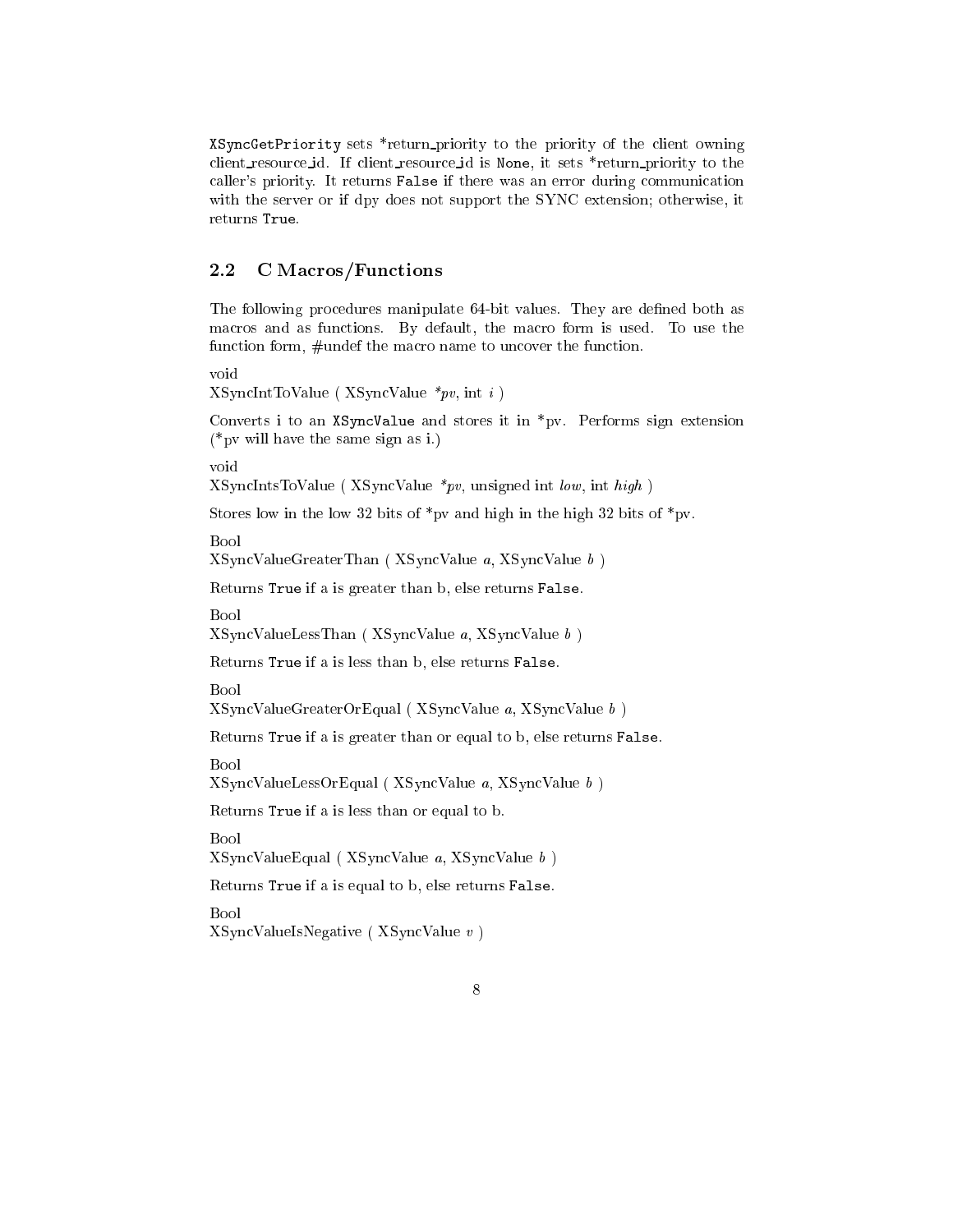`XSyncGetPriority` sets *return_priority to the priority of the client owning client_resource_id. If client_resource_id is `None`, it sets *return_priority to the caller's priority. It returns `False` if there was an error during communication with the server or if dpy does not support the SYNC extension; otherwise, it returns `True`.

## 2.2 C Macros/Functions

The following procedures manipulate 64-bit values. They are defined both as macros and as functions. By default, the macro form is used. To use the function form, #undef the macro name to uncover the function.

void
XSyncIntToValue ( XSyncValue *\*pv*, int *i* )

Converts i to an `XSyncValue` and stores it in *pv. Performs sign extension (*pv will have the same sign as i.)

void
XSyncIntsToValue ( XSyncValue *\*pv*, unsigned int *low*, int *high* )

Stores low in the low 32 bits of *pv and high in the high 32 bits of *pv.

Bool
XSyncValueGreaterThan ( XSyncValue *a*, XSyncValue *b* )

Returns `True` if a is greater than b, else returns `False`.

Bool
XSyncValueLessThan ( XSyncValue *a*, XSyncValue *b* )

Returns `True` if a is less than b, else returns `False`.

Bool
XSyncValueGreaterOrEqual ( XSyncValue *a*, XSyncValue *b* )

Returns `True` if a is greater than or equal to b, else returns `False`.

Bool
XSyncValueLessOrEqual ( XSyncValue *a*, XSyncValue *b* )

Returns `True` if a is less than or equal to b.

Bool
XSyncValueEqual ( XSyncValue *a*, XSyncValue *b* )

Returns `True` if a is equal to b, else returns `False`.

Bool
XSyncValueIsNegative ( XSyncValue *v* )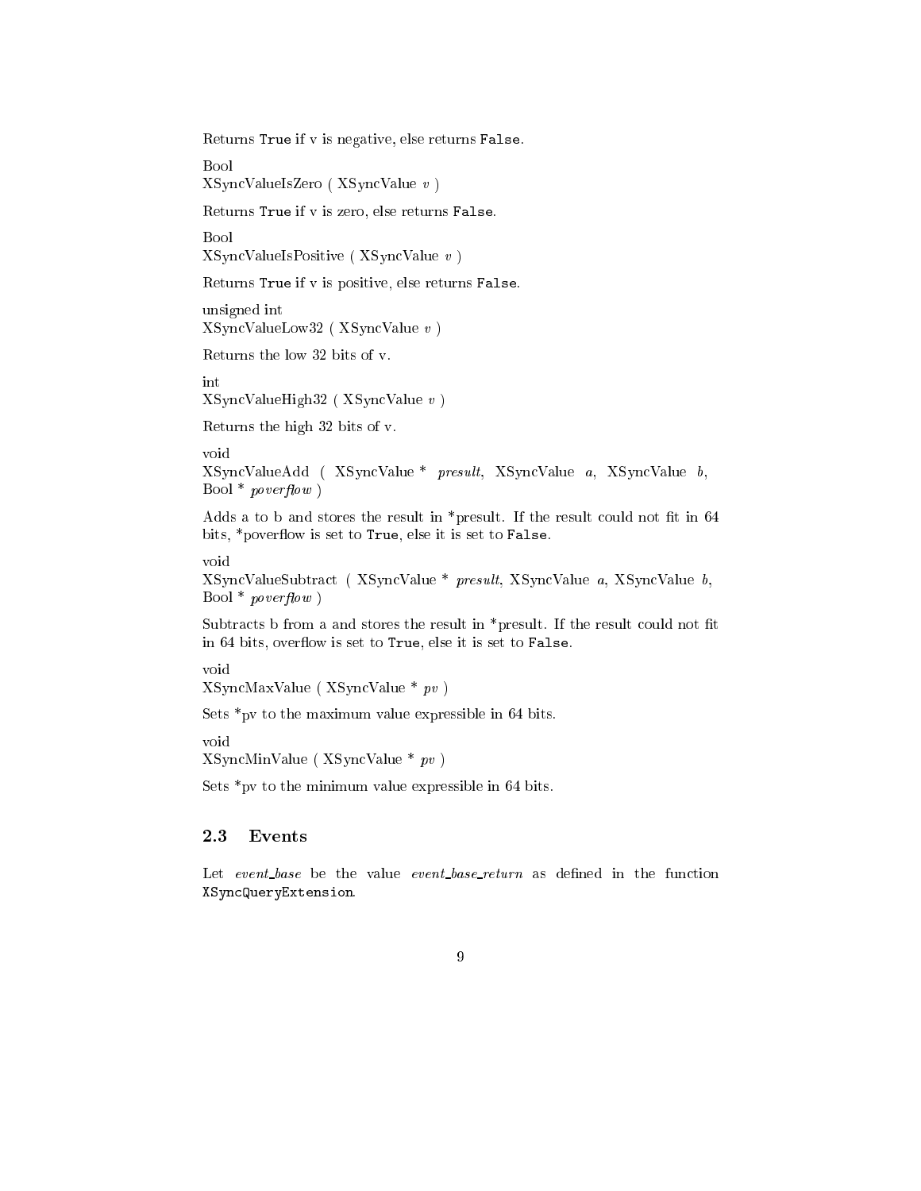Returns `True` if v is negative, else returns `False`.

Bool
XSyncValueIsZero ( XSyncValue *v* )

Returns `True` if v is zero, else returns `False`.

Bool
XSyncValueIsPositive ( XSyncValue *v* )

Returns `True` if v is positive, else returns `False`.

unsigned int
XSyncValueLow32 ( XSyncValue *v* )

Returns the low 32 bits of v.

int
XSyncValueHigh32 ( XSyncValue *v* )

Returns the high 32 bits of v.

void
XSyncValueAdd ( XSyncValue * *presult*, XSyncValue *a*, XSyncValue *b*, Bool * *poverflow* )

Adds a to b and stores the result in *presult. If the result could not fit in 64 bits, *poverflow is set to `True`, else it is set to `False`.

void
XSyncValueSubtract ( XSyncValue * *presult*, XSyncValue *a*, XSyncValue *b*, Bool * *poverflow* )

Subtracts b from a and stores the result in *presult. If the result could not fit in 64 bits, overflow is set to `True`, else it is set to `False`.

void
XSyncMaxValue ( XSyncValue * *pv* )

Sets *pv to the maximum value expressible in 64 bits.

void
XSyncMinValue ( XSyncValue * *pv* )

Sets *pv to the minimum value expressible in 64 bits.

## 2.3 Events

Let *event_base* be the value *event_base_return* as defined in the function `XSyncQueryExtension`.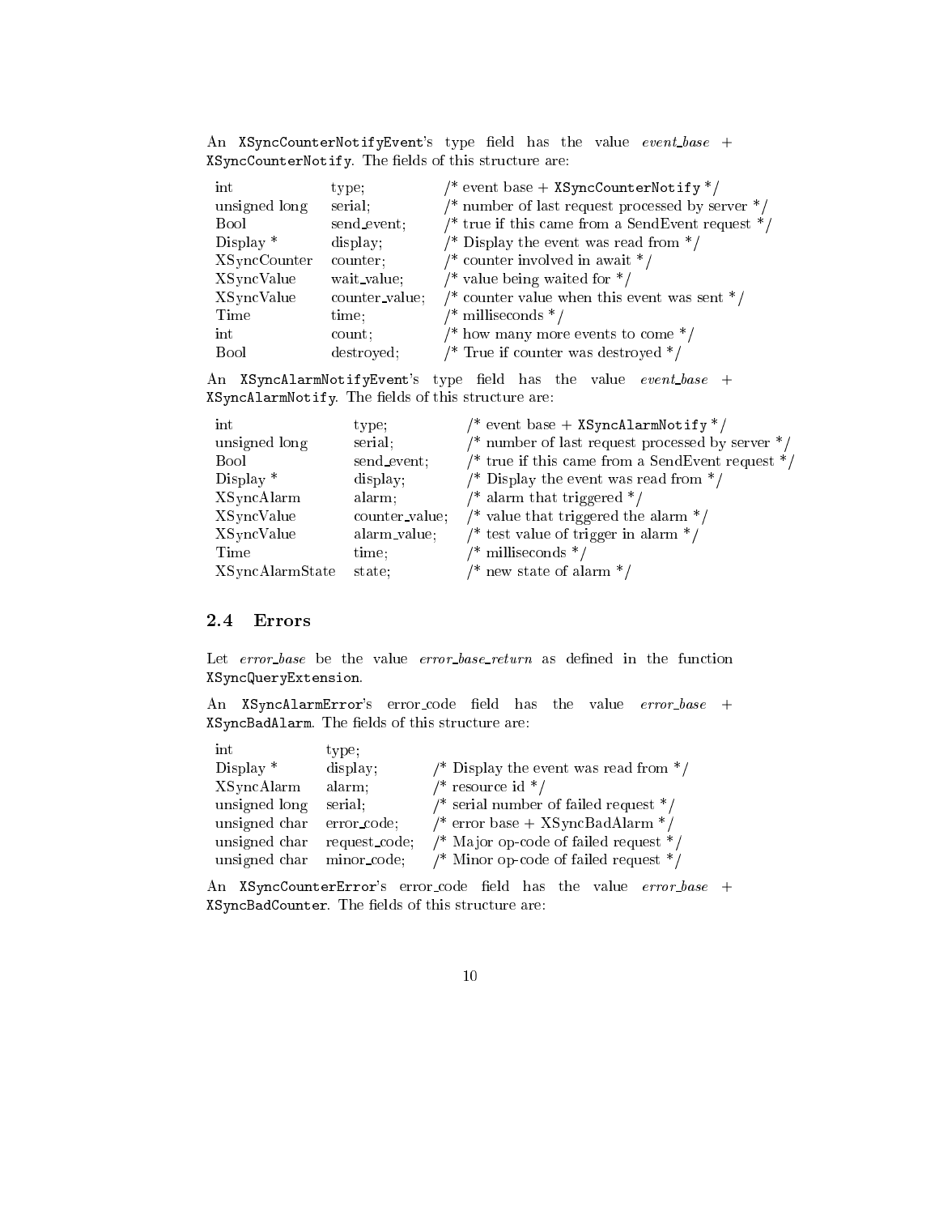An `XSyncCounterNotifyEvent`'s type field has the value *event_base* + `XSyncCounterNotify`. The fields of this structure are:

```
int             type;           /* event base + XSyncCounterNotify */
unsigned long   serial;         /* number of last request processed by server */
Bool            send_event;     /* true if this came from a SendEvent request */
Display *       display;        /* Display the event was read from */
XSyncCounter    counter;        /* counter involved in await */
XSyncValue      wait_value;     /* value being waited for */
XSyncValue      counter_value;  /* counter value when this event was sent */
Time            time;           /* milliseconds */
int             count;          /* how many more events to come */
Bool            destroyed;      /* True if counter was destroyed */
```

An `XSyncAlarmNotifyEvent`'s type field has the value *event_base* + `XSyncAlarmNotify`. The fields of this structure are:

```
int             type;           /* event base + XSyncAlarmNotify */
unsigned long   serial;         /* number of last request processed by server */
Bool            send_event;     /* true if this came from a SendEvent request */
Display *       display;        /* Display the event was read from */
XSyncAlarm      alarm;          /* alarm that triggered */
XSyncValue      counter_value;  /* value that triggered the alarm */
XSyncValue      alarm_value;    /* test value of trigger in alarm */
Time            time;           /* milliseconds */
XSyncAlarmState state;          /* new state of alarm */
```

## 2.4 Errors

Let *error_base* be the value *error_base_return* as defined in the function `XSyncQueryExtension`.

An `XSyncAlarmError`'s error_code field has the value *error_base* + `XSyncBadAlarm`. The fields of this structure are:

```
int             type;
Display *       display;        /* Display the event was read from */
XSyncAlarm      alarm;          /* resource id */
unsigned long   serial;         /* serial number of failed request */
unsigned char   error_code;     /* error base + XSyncBadAlarm */
unsigned char   request_code;   /* Major op-code of failed request */
unsigned char   minor_code;     /* Minor op-code of failed request */
```

An `XSyncCounterError`'s error_code field has the value *error_base* + `XSyncBadCounter`. The fields of this structure are: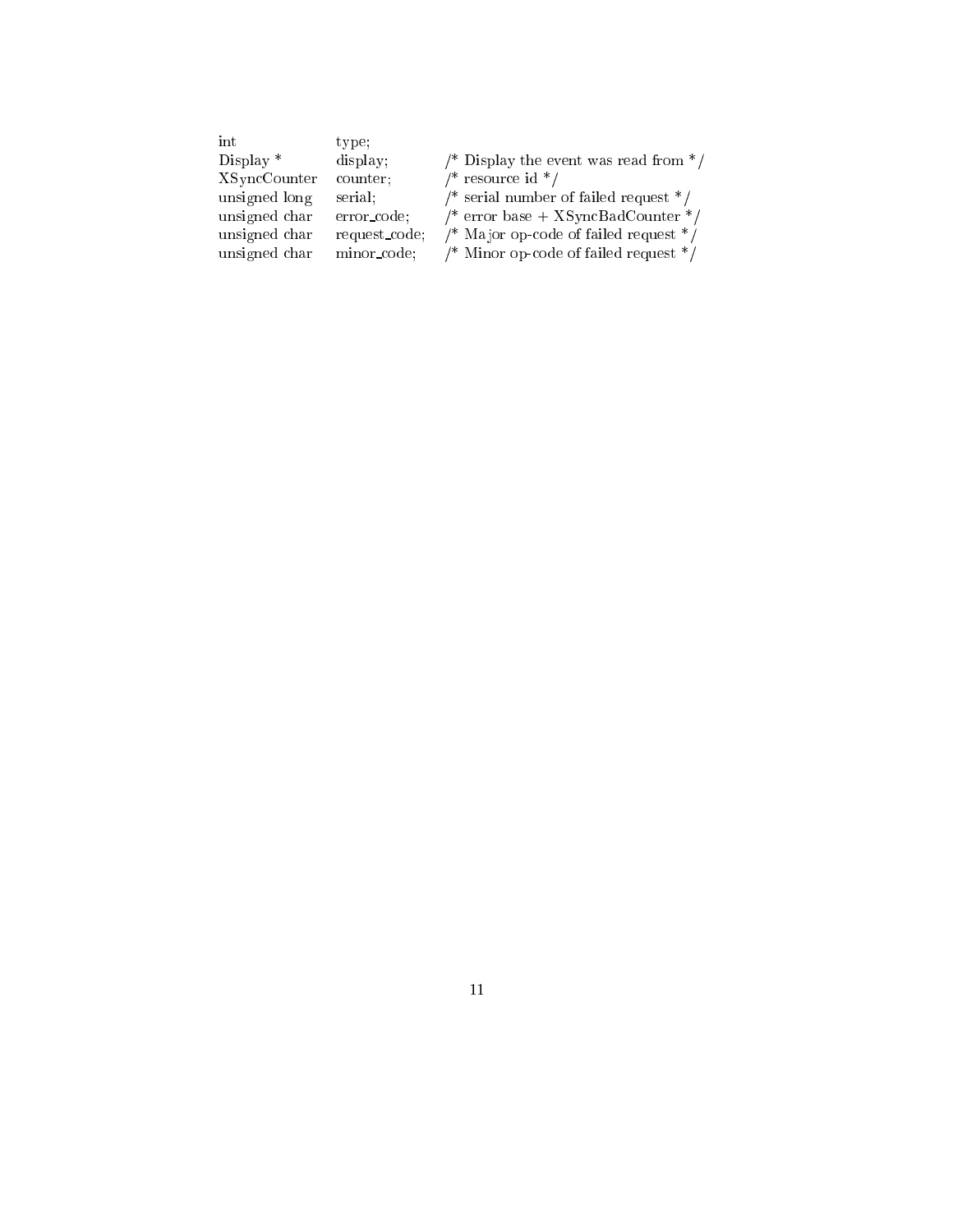```
int             type;
Display *       display;        /* Display the event was read from */
XSyncCounter    counter;        /* resource id */
unsigned long   serial;         /* serial number of failed request */
unsigned char   error_code;     /* error base + XSyncBadCounter */
unsigned char   request_code;   /* Major op-code of failed request */
unsigned char   minor_code;     /* Minor op-code of failed request */
```